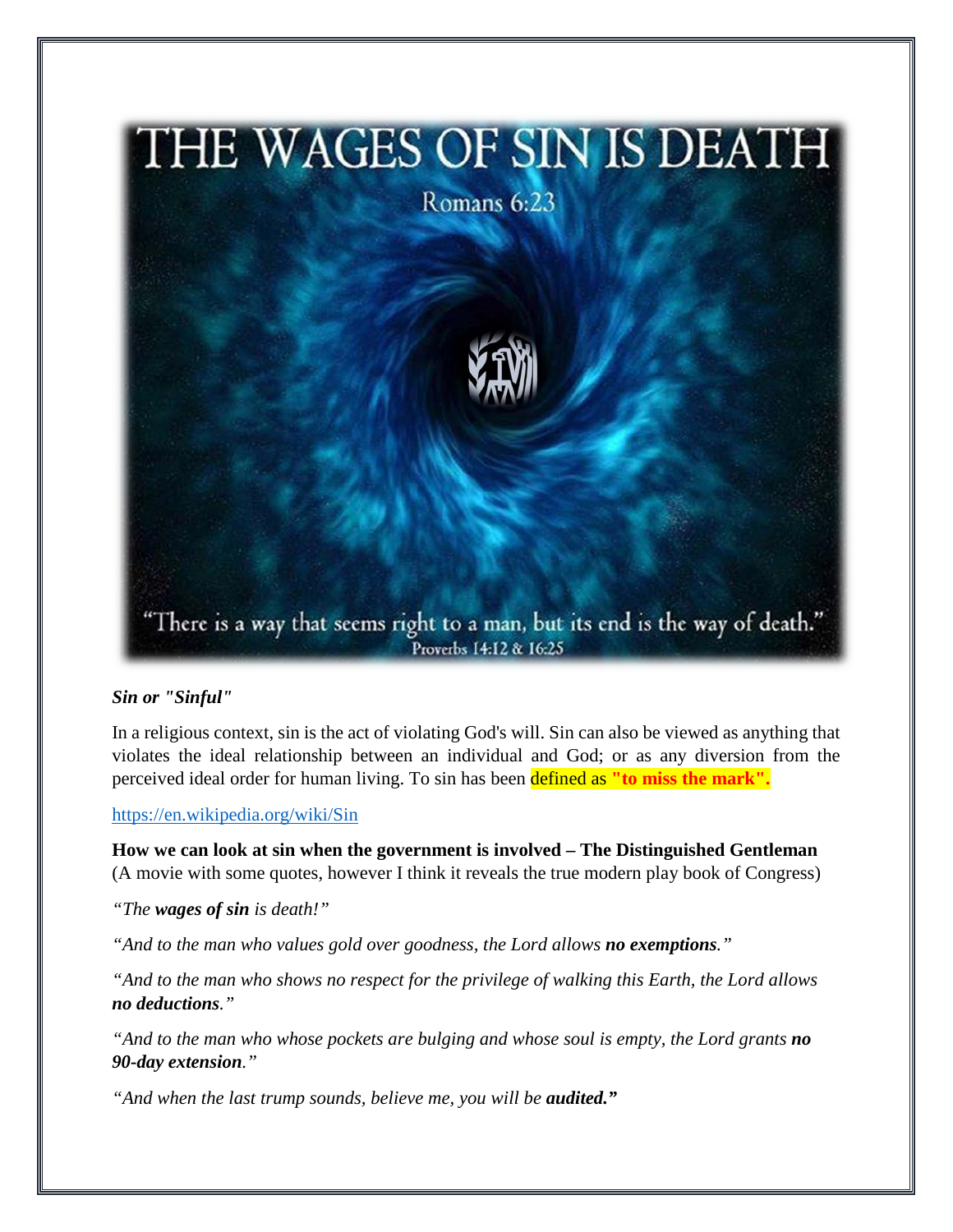THE WAGES OF SIN IS DEATH

Romans 6:23

"There is a way that seems right to a man, but its end is the way of death."
Proverbs 14:12 & 16:25

***Sin or "Sinful"***

In a religious context, sin is the act of violating God's will. Sin can also be viewed as anything that violates the ideal relationship between an individual and God; or as any diversion from the perceived ideal order for human living. To sin has been defined as **"to miss the mark".**

https://en.wikipedia.org/wiki/Sin

**How we can look at sin when the government is involved – The Distinguished Gentleman** (A movie with some quotes, however I think it reveals the true modern play book of Congress)

*"The **wages of sin** is death!"*

*"And to the man who values gold over goodness, the Lord allows **no exemptions**."*

*"And to the man who shows no respect for the privilege of walking this Earth, the Lord allows **no deductions**."*

*"And to the man who whose pockets are bulging and whose soul is empty, the Lord grants **no 90-day extension**."*

*"And when the last trump sounds, believe me, you will be **audited.**"*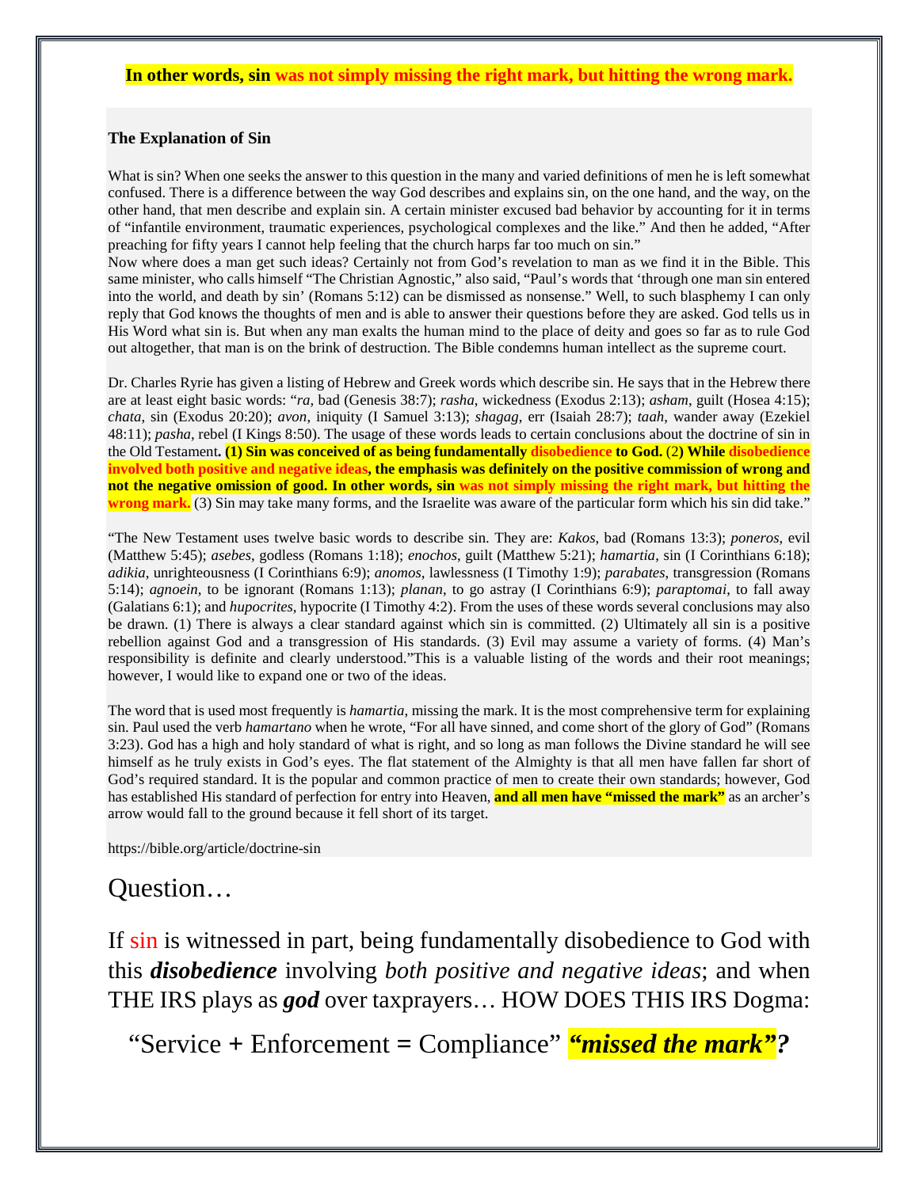**In other words, sin was not simply missing the right mark, but hitting the wrong mark.**

**The Explanation of Sin**

What is sin? When one seeks the answer to this question in the many and varied definitions of men he is left somewhat confused. There is a difference between the way God describes and explains sin, on the one hand, and the way, on the other hand, that men describe and explain sin. A certain minister excused bad behavior by accounting for it in terms of "infantile environment, traumatic experiences, psychological complexes and the like." And then he added, "After preaching for fifty years I cannot help feeling that the church harps far too much on sin."

Now where does a man get such ideas? Certainly not from God's revelation to man as we find it in the Bible. This same minister, who calls himself "The Christian Agnostic," also said, "Paul's words that 'through one man sin entered into the world, and death by sin' (Romans 5:12) can be dismissed as nonsense." Well, to such blasphemy I can only reply that God knows the thoughts of men and is able to answer their questions before they are asked. God tells us in His Word what sin is. But when any man exalts the human mind to the place of deity and goes so far as to rule God out altogether, that man is on the brink of destruction. The Bible condemns human intellect as the supreme court.

Dr. Charles Ryrie has given a listing of Hebrew and Greek words which describe sin. He says that in the Hebrew there are at least eight basic words: "*ra*, bad (Genesis 38:7); *rasha*, wickedness (Exodus 2:13); *asham*, guilt (Hosea 4:15); *chata*, sin (Exodus 20:20); *avon*, iniquity (I Samuel 3:13); *shagag*, err (Isaiah 28:7); *taah*, wander away (Ezekiel 48:11); *pasha*, rebel (I Kings 8:50). The usage of these words leads to certain conclusions about the doctrine of sin in the Old Testament. **(1) Sin was conceived of as being fundamentally disobedience to God.** (2**) While disobedience involved both positive and negative ideas, the emphasis was definitely on the positive commission of wrong and not the negative omission of good. In other words, sin was not simply missing the right mark, but hitting the wrong mark.** (3) Sin may take many forms, and the Israelite was aware of the particular form which his sin did take."

"The New Testament uses twelve basic words to describe sin. They are: *Kakos*, bad (Romans 13:3); *poneros*, evil (Matthew 5:45); *asebes*, godless (Romans 1:18); *enochos*, guilt (Matthew 5:21); *hamartia*, sin (I Corinthians 6:18); *adikia*, unrighteousness (I Corinthians 6:9); *anomos*, lawlessness (I Timothy 1:9); *parabates*, transgression (Romans 5:14); *agnoein*, to be ignorant (Romans 1:13); *planan*, to go astray (I Corinthians 6:9); *paraptomai*, to fall away (Galatians 6:1); and *hupocrites*, hypocrite (I Timothy 4:2). From the uses of these words several conclusions may also be drawn. (1) There is always a clear standard against which sin is committed. (2) Ultimately all sin is a positive rebellion against God and a transgression of His standards. (3) Evil may assume a variety of forms. (4) Man's responsibility is definite and clearly understood."This is a valuable listing of the words and their root meanings; however, I would like to expand one or two of the ideas.

The word that is used most frequently is *hamartia*, missing the mark. It is the most comprehensive term for explaining sin. Paul used the verb *hamartano* when he wrote, "For all have sinned, and come short of the glory of God" (Romans 3:23). God has a high and holy standard of what is right, and so long as man follows the Divine standard he will see himself as he truly exists in God's eyes. The flat statement of the Almighty is that all men have fallen far short of God's required standard. It is the popular and common practice of men to create their own standards; however, God has established His standard of perfection for entry into Heaven, **and all men have "missed the mark"** as an archer's arrow would fall to the ground because it fell short of its target.

https://bible.org/article/doctrine-sin

## Question…

If sin is witnessed in part, being fundamentally disobedience to God with this ***disobedience*** involving *both positive and negative ideas*; and when THE IRS plays as ***god*** over taxprayers… HOW DOES THIS IRS Dogma:

"Service + Enforcement = Compliance" ***"missed the mark"?***